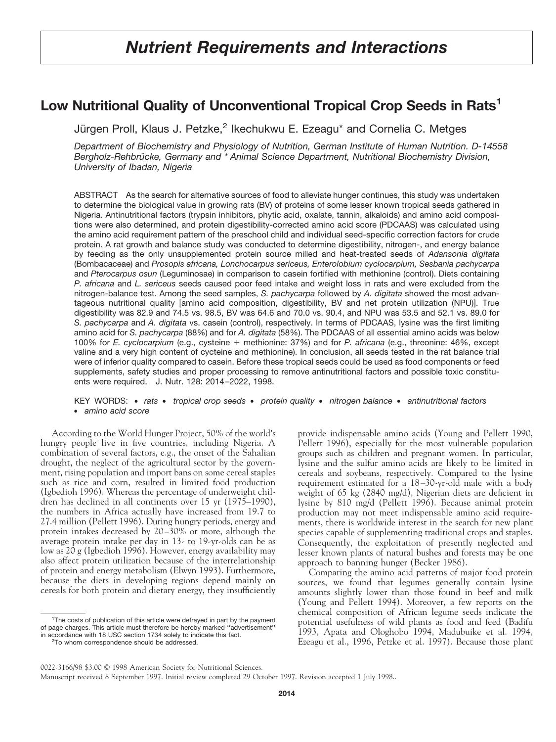# Nutrient Requirements and Interactions

## Low Nutritional Quality of Unconventional Tropical Crop Seeds in Rats[1]

Jürgen Proll, Klaus J. Petzke,[2] Ikechukwu E. Ezeagu* and Cornelia C. Metges

*Department of Biochemistry and Physiology of Nutrition, German Institute of Human Nutrition. D-14558 Bergholz-Rehbrücke, Germany and * Animal Science Department, Nutritional Biochemistry Division, University of Ibadan, Nigeria*

ABSTRACT As the search for alternative sources of food to alleviate hunger continues, this study was undertaken to determine the biological value in growing rats (BV) of proteins of some lesser known tropical seeds gathered in Nigeria. Antinutritional factors (trypsin inhibitors, phytic acid, oxalate, tannin, alkaloids) and amino acid compositions were also determined, and protein digestibility-corrected amino acid score (PDCAAS) was calculated using the amino acid requirement pattern of the preschool child and individual seed-specific correction factors for crude protein. A rat growth and balance study was conducted to determine digestibility, nitrogen-, and energy balance by feeding as the only unsupplemented protein source milled and heat-treated seeds of *Adansonia digitata* (Bombacaceae) and *Prosopis africana, Lonchocarpus sericeus, Enterolobium cyclocarpium, Sesbania pachycarpa* and *Pterocarpus osun* (Leguminosae) in comparison to casein fortified with methionine (control). Diets containing *P. africana* and *L. sericeus* seeds caused poor feed intake and weight loss in rats and were excluded from the nitrogen-balance test. Among the seed samples, *S. pachycarpa* followed by *A. digitata* showed the most advantageous nutritional quality [amino acid composition, digestibility, BV and net protein utilization (NPU)]. True digestibility was 82.9 and 74.5 vs. 98.5, BV was 64.6 and 70.0 vs. 90.4, and NPU was 53.5 and 52.1 vs. 89.0 for *S. pachycarpa* and *A. digitata* vs. casein (control), respectively. In terms of PDCAAS, lysine was the first limiting amino acid for *S. pachycarpa* (88%) and for *A. digitata* (58%). The PDCAAS of all essential amino acids was below 100% for *E. cyclocarpium* (e.g., cysteine + methionine: 37%) and for *P. africana* (e.g., threonine: 46%, except valine and a very high content of cycteine and methionine). In conclusion, all seeds tested in the rat balance trial were of inferior quality compared to casein. Before these tropical seeds could be used as food components or feed supplements, safety studies and proper processing to remove antinutritional factors and possible toxic constituents were required. J. Nutr. 128: 2014–2022, 1998.

KEY WORDS: • *rats* • *tropical crop seeds* • *protein quality* • *nitrogen balance* • *antinutritional factors* • *amino acid score*

According to the World Hunger Project, 50% of the world's hungry people live in five countries, including Nigeria. A combination of several factors, e.g., the onset of the Sahalian drought, the neglect of the agricultural sector by the government, rising population and import bans on some cereal staples such as rice and corn, resulted in limited food production (Igbedioh 1996). Whereas the percentage of underweight children has declined in all continents over 15 yr (1975–1990), the numbers in Africa actually have increased from 19.7 to 27.4 million (Pellett 1996). During hungry periods, energy and protein intakes decreased by 20–30% or more, although the average protein intake per day in 13- to 19-yr-olds can be as low as 20 g (Igbedioh 1996). However, energy availability may also affect protein utilization because of the interrelationship of protein and energy metabolism (Elwyn 1993). Furthermore, because the diets in developing regions depend mainly on cereals for both protein and dietary energy, they insufficiently provide indispensable amino acids (Young and Pellett 1990, Pellett 1996), especially for the most vulnerable population groups such as children and pregnant women. In particular, lysine and the sulfur amino acids are likely to be limited in cereals and soybeans, respectively. Compared to the lysine requirement estimated for a 18–30-yr-old male with a body weight of 65 kg (2840 mg/d), Nigerian diets are deficient in lysine by 810 mg/d (Pellett 1996). Because animal protein production may not meet indispensable amino acid requirements, there is worldwide interest in the search for new plant species capable of supplementing traditional crops and staples. Consequently, the exploitation of presently neglected and lesser known plants of natural bushes and forests may be one approach to banning hunger (Becker 1986).

Comparing the amino acid patterns of major food protein sources, we found that legumes generally contain lysine amounts slightly lower than those found in beef and milk (Young and Pellett 1994). Moreover, a few reports on the chemical composition of African legume seeds indicate the potential usefulness of wild plants as food and feed (Badifu 1993, Apata and Ologhobo 1994, Madubuike et al. 1994, Ezeagu et al., 1996, Petzke et al. 1997). Because those plant

[1]The costs of publication of this article were defrayed in part by the payment of page charges. This article must therefore be hereby marked "advertisement" in accordance with 18 USC section 1734 solely to indicate this fact.

[2]To whom correspondence should be addressed.

0022-3166/98 $3.00 © 1998 American Society for Nutritional Sciences.

Manuscript received 8 September 1997. Initial review completed 29 October 1997. Revision accepted 1 July 1998..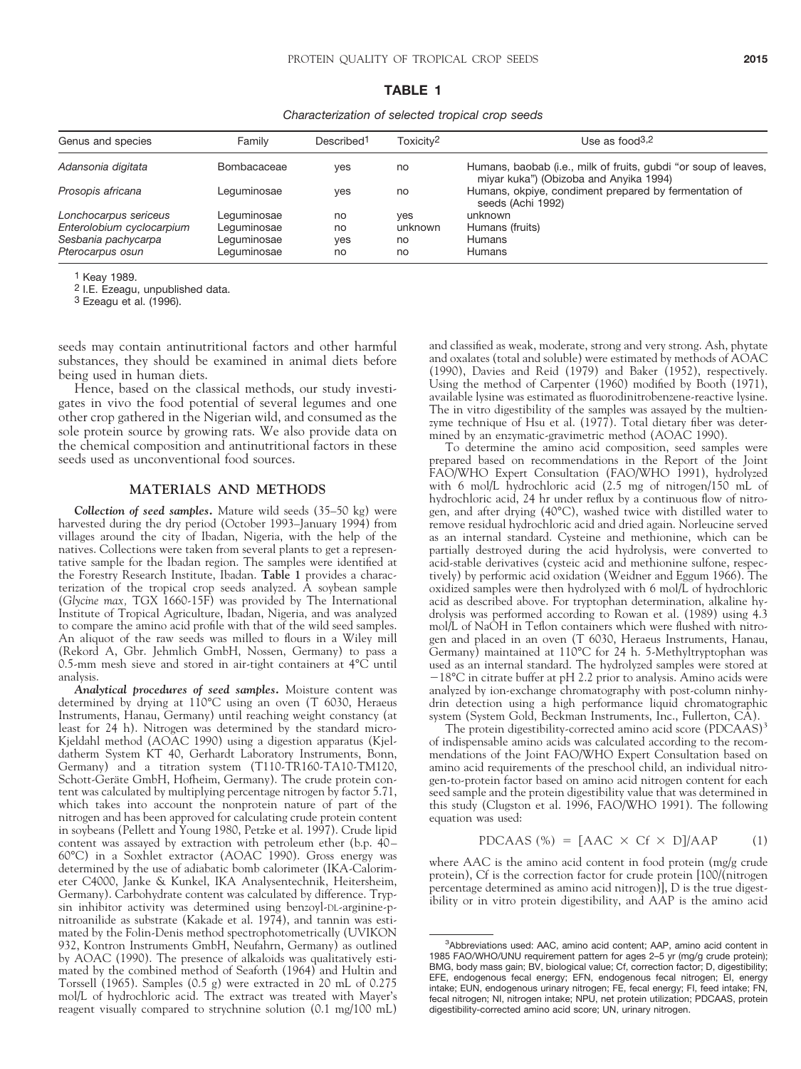**TABLE 1**

*Characterization of selected tropical crop seeds*

| Genus and species | Family | Described[1] | Toxicity[2] | Use as food[3,2] |
|---|---|---|---|---|
| *Adansonia digitata* | Bombacaceae | yes | no | Humans, baobab (i.e., milk of fruits, gubdi "or soup of leaves, miyar kuka") (Obizoba and Anyika 1994) |
| *Prosopis africana* | Leguminosae | yes | no | Humans, okpiye, condiment prepared by fermentation of seeds (Achi 1992) |
| *Lonchocarpus sericeus* | Leguminosae | no | yes | unknown |
| *Enterolobium cyclocarpium* | Leguminosae | no | unknown | Humans (fruits) |
| *Sesbania pachycarpa* | Leguminosae | yes | no | Humans |
| *Pterocarpus osun* | Leguminosae | no | no | Humans |

[1] Keay 1989.
[2] I.E. Ezeagu, unpublished data.
[3] Ezeagu et al. (1996).

seeds may contain antinutritional factors and other harmful substances, they should be examined in animal diets before being used in human diets.

Hence, based on the classical methods, our study investigates in vivo the food potential of several legumes and one other crop gathered in the Nigerian wild, and consumed as the sole protein source by growing rats. We also provide data on the chemical composition and antinutritional factors in these seeds used as unconventional food sources.

## MATERIALS AND METHODS

***Collection of seed samples.*** Mature wild seeds (35–50 kg) were harvested during the dry period (October 1993–January 1994) from villages around the city of Ibadan, Nigeria, with the help of the natives. Collections were taken from several plants to get a representative sample for the Ibadan region. The samples were identified at the Forestry Research Institute, Ibadan. **Table 1** provides a characterization of the tropical crop seeds analyzed. A soybean sample (*Glycine max,* TGX 1660-15F) was provided by The International Institute of Tropical Agriculture, Ibadan, Nigeria, and was analyzed to compare the amino acid profile with that of the wild seed samples. An aliquot of the raw seeds was milled to flours in a Wiley mill (Rekord A, Gbr. Jehmlich GmbH, Nossen, Germany) to pass a 0.5-mm mesh sieve and stored in air-tight containers at 4°C until analysis.

***Analytical procedures of seed samples.*** Moisture content was determined by drying at 110°C using an oven (T 6030, Heraeus Instruments, Hanau, Germany) until reaching weight constancy (at least for 24 h). Nitrogen was determined by the standard micro-Kjeldahl method (AOAC 1990) using a digestion apparatus (Kjeldatherm System KT 40, Gerhardt Laboratory Instruments, Bonn, Germany) and a titration system (T110-TR160-TA10-TM120, Schott-Geräte GmbH, Hofheim, Germany). The crude protein content was calculated by multiplying percentage nitrogen by factor 5.71, which takes into account the nonprotein nature of part of the nitrogen and has been approved for calculating crude protein content in soybeans (Pellett and Young 1980, Petzke et al. 1997). Crude lipid content was assayed by extraction with petroleum ether (b.p. 40–60°C) in a Soxhlet extractor (AOAC 1990). Gross energy was determined by the use of adiabatic bomb calorimeter (IKA-Calorimeter C4000, Janke & Kunkel, IKA Analysentechnik, Heitersheim, Germany). Carbohydrate content was calculated by difference. Trypsin inhibitor activity was determined using benzoyl-DL-arginine-p-nitroanilide as substrate (Kakade et al. 1974), and tannin was estimated by the Folin-Denis method spectrophotometrically (UVIKON 932, Kontron Instruments GmbH, Neufahrn, Germany) as outlined by AOAC (1990). The presence of alkaloids was qualitatively estimated by the combined method of Seaforth (1964) and Hultin and Torssell (1965). Samples (0.5 g) were extracted in 20 mL of 0.275 mol/L of hydrochloric acid. The extract was treated with Mayer's reagent visually compared to strychnine solution (0.1 mg/100 mL) and classified as weak, moderate, strong and very strong. Ash, phytate and oxalates (total and soluble) were estimated by methods of AOAC (1990), Davies and Reid (1979) and Baker (1952), respectively. Using the method of Carpenter (1960) modified by Booth (1971), available lysine was estimated as fluorodinitrobenzene-reactive lysine. The in vitro digestibility of the samples was assayed by the multienzyme technique of Hsu et al. (1977). Total dietary fiber was determined by an enzymatic-gravimetric method (AOAC 1990).

To determine the amino acid composition, seed samples were prepared based on recommendations in the Report of the Joint FAO/WHO Expert Consultation (FAO/WHO 1991), hydrolyzed with 6 mol/L hydrochloric acid (2.5 mg of nitrogen/150 mL of hydrochloric acid, 24 hr under reflux by a continuous flow of nitrogen, and after drying (40°C), washed twice with distilled water to remove residual hydrochloric acid and dried again. Norleucine served as an internal standard. Cysteine and methionine, which can be partially destroyed during the acid hydrolysis, were converted to acid-stable derivatives (cysteic acid and methionine sulfone, respectively) by performic acid oxidation (Weidner and Eggum 1966). The oxidized samples were then hydrolyzed with 6 mol/L of hydrochloric acid as described above. For tryptophan determination, alkaline hydrolysis was performed according to Rowan et al. (1989) using 4.3 mol/L of NaOH in Teflon containers which were flushed with nitrogen and placed in an oven (T 6030, Heraeus Instruments, Hanau, Germany) maintained at 110°C for 24 h. 5-Methyltryptophan was used as an internal standard. The hydrolyzed samples were stored at −18°C in citrate buffer at pH 2.2 prior to analysis. Amino acids were analyzed by ion-exchange chromatography with post-column ninhydrin detection using a high performance liquid chromatographic system (System Gold, Beckman Instruments, Inc., Fullerton, CA).

The protein digestibility-corrected amino acid score (PDCAAS)[3] of indispensable amino acids was calculated according to the recommendations of the Joint FAO/WHO Expert Consultation based on amino acid requirements of the preschool child, an individual nitrogen-to-protein factor based on amino acid nitrogen content for each seed sample and the protein digestibility value that was determined in this study (Clugston et al. 1996, FAO/WHO 1991). The following equation was used:

$$\text{PDCAAS}\ (\%) = [\text{AAC} \times \text{Cf} \times \text{D}]/\text{AAP} \qquad (1)$$

where AAC is the amino acid content in food protein (mg/g crude protein), Cf is the correction factor for crude protein [100/(nitrogen percentage determined as amino acid nitrogen)], D is the true digestibility or in vitro protein digestibility, and AAP is the amino acid

[3]Abbreviations used: AAC, amino acid content; AAP, amino acid content in 1985 FAO/WHO/UNU requirement pattern for ages 2–5 yr (mg/g crude protein); BMG, body mass gain; BV, biological value; Cf, correction factor; D, digestibility; EFE, endogenous fecal energy; EFN, endogenous fecal nitrogen; EI, energy intake; EUN, endogenous urinary nitrogen; FE, fecal energy; FI, feed intake; FN, fecal nitrogen; NI, nitrogen intake; NPU, net protein utilization; PDCAAS, protein digestibility-corrected amino acid score; UN, urinary nitrogen.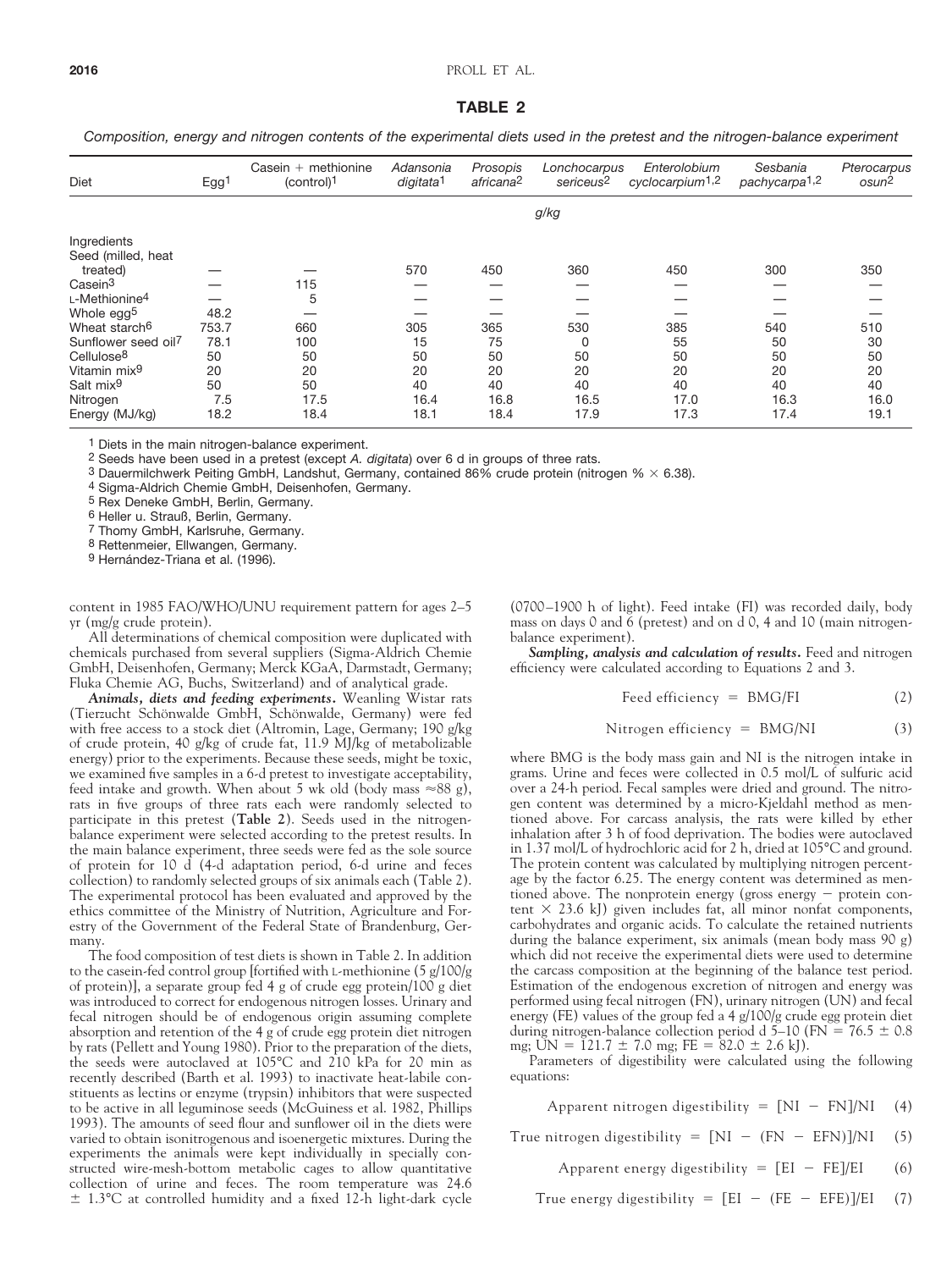**TABLE 2**

*Composition, energy and nitrogen contents of the experimental diets used in the pretest and the nitrogen-balance experiment*

| Diet | Egg[1] | Casein + methionine (control)[1] | *Adansonia digitata*[1] | *Prosopis africana*[2] | *Lonchocarpus sericeus*[2] | *Enterolobium cyclocarpium*[1,2] | *Sesbania pachycarpa*[1,2] | *Pterocarpus osun*[2] |
|---|---|---|---|---|---|---|---|---|
| | | | | *g/kg* | | | | |
| Ingredients | | | | | | | | |
| Seed (milled, heat treated) | — | — | 570 | 450 | 360 | 450 | 300 | 350 |
| Casein[3] | — | 115 | — | — | — | — | — | — |
| L-Methionine[4] | — | 5 | — | — | — | — | — | — |
| Whole egg[5] | 48.2 | — | — | — | — | — | — | — |
| Wheat starch[6] | 753.7 | 660 | 305 | 365 | 530 | 385 | 540 | 510 |
| Sunflower seed oil[7] | 78.1 | 100 | 15 | 75 | 0 | 55 | 50 | 30 |
| Cellulose[8] | 50 | 50 | 50 | 50 | 50 | 50 | 50 | 50 |
| Vitamin mix[9] | 20 | 20 | 20 | 20 | 20 | 20 | 20 | 20 |
| Salt mix[9] | 50 | 50 | 40 | 40 | 40 | 40 | 40 | 40 |
| Nitrogen | 7.5 | 17.5 | 16.4 | 16.8 | 16.5 | 17.0 | 16.3 | 16.0 |
| Energy (MJ/kg) | 18.2 | 18.4 | 18.1 | 18.4 | 17.9 | 17.3 | 17.4 | 19.1 |

[1] Diets in the main nitrogen-balance experiment.
[2] Seeds have been used in a pretest (except *A. digitata*) over 6 d in groups of three rats.
[3] Dauermilchwerk Peiting GmbH, Landshut, Germany, contained 86% crude protein (nitrogen % × 6.38).
[4] Sigma-Aldrich Chemie GmbH, Deisenhofen, Germany.
[5] Rex Deneke GmbH, Berlin, Germany.
[6] Heller u. Strauß, Berlin, Germany.
[7] Thomy GmbH, Karlsruhe, Germany.
[8] Rettenmeier, Ellwangen, Germany.
[9] Hernández-Triana et al. (1996).

content in 1985 FAO/WHO/UNU requirement pattern for ages 2–5 yr (mg/g crude protein).

All determinations of chemical composition were duplicated with chemicals purchased from several suppliers (Sigma-Aldrich Chemie GmbH, Deisenhofen, Germany; Merck KGaA, Darmstadt, Germany; Fluka Chemie AG, Buchs, Switzerland) and of analytical grade.

***Animals, diets and feeding experiments.*** Weanling Wistar rats (Tierzucht Schönwalde GmbH, Schönwalde, Germany) were fed with free access to a stock diet (Altromin, Lage, Germany; 190 g/kg of crude protein, 40 g/kg of crude fat, 11.9 MJ/kg of metabolizable energy) prior to the experiments. Because these seeds, might be toxic, we examined five samples in a 6-d pretest to investigate acceptability, feed intake and growth. When about 5 wk old (body mass ≈88 g), rats in five groups of three rats each were randomly selected to participate in this pretest (**Table 2**). Seeds used in the nitrogen-balance experiment were selected according to the pretest results. In the main balance experiment, three seeds were fed as the sole source of protein for 10 d (4-d adaptation period, 6-d urine and feces collection) to randomly selected groups of six animals each (Table 2). The experimental protocol has been evaluated and approved by the ethics committee of the Ministry of Nutrition, Agriculture and Forestry of the Government of the Federal State of Brandenburg, Germany.

The food composition of test diets is shown in Table 2. In addition to the casein-fed control group [fortified with L-methionine (5 g/100/g of protein)], a separate group fed 4 g of crude egg protein/100 g diet was introduced to correct for endogenous nitrogen losses. Urinary and fecal nitrogen should be of endogenous origin assuming complete absorption and retention of the 4 g of crude egg protein diet nitrogen by rats (Pellett and Young 1980). Prior to the preparation of the diets, the seeds were autoclaved at 105°C and 210 kPa for 20 min as recently described (Barth et al. 1993) to inactivate heat-labile constituents as lectins or enzyme (trypsin) inhibitors that were suspected to be active in all leguminose seeds (McGuiness et al. 1982, Phillips 1993). The amounts of seed flour and sunflower oil in the diets were varied to obtain isonitrogenous and isoenergetic mixtures. During the experiments the animals were kept individually in specially constructed wire-mesh-bottom metabolic cages to allow quantitative collection of urine and feces. The room temperature was 24.6 ± 1.3°C at controlled humidity and a fixed 12-h light-dark cycle (0700–1900 h of light). Feed intake (FI) was recorded daily, body mass on days 0 and 6 (pretest) and on d 0, 4 and 10 (main nitrogen-balance experiment).

***Sampling, analysis and calculation of results.*** Feed and nitrogen efficiency were calculated according to Equations 2 and 3.

$$\text{Feed efficiency} = \text{BMG}/\text{FI} \quad (2)$$

$$\text{Nitrogen efficiency} = \text{BMG}/\text{NI} \quad (3)$$

where BMG is the body mass gain and NI is the nitrogen intake in grams. Urine and feces were collected in 0.5 mol/L of sulfuric acid over a 24-h period. Fecal samples were dried and ground. The nitrogen content was determined by a micro-Kjeldahl method as mentioned above. For carcass analysis, the rats were killed by ether inhalation after 3 h of food deprivation. The bodies were autoclaved in 1.37 mol/L of hydrochloric acid for 2 h, dried at 105°C and ground. The protein content was calculated by multiplying nitrogen percentage by the factor 6.25. The energy content was determined as mentioned above. The nonprotein energy (gross energy − protein content × 23.6 kJ) given includes fat, all minor nonfat components, carbohydrates and organic acids. To calculate the retained nutrients during the balance experiment, six animals (mean body mass 90 g) which did not receive the experimental diets were used to determine the carcass composition at the beginning of the balance test period. Estimation of the endogenous excretion of nitrogen and energy was performed using fecal nitrogen (FN), urinary nitrogen (UN) and fecal energy (FE) values of the group fed a 4 g/100/g crude egg protein diet during nitrogen-balance collection period d 5–10 (FN = 76.5 ± 0.8 mg; UN = 121.7 ± 7.0 mg; FE = 82.0 ± 2.6 kJ).

Parameters of digestibility were calculated using the following equations:

$$\text{Apparent nitrogen digestibility} = [\text{NI} - \text{FN}]/\text{NI} \quad (4)$$

$$\text{True nitrogen digestibility} = [\text{NI} - (\text{FN} - \text{EFN})]/\text{NI} \quad (5)$$

$$\text{Apparent energy digestibility} = [\text{EI} - \text{FE}]/\text{EI} \quad (6)$$

$$\text{True energy digestibility} = [\text{EI} - (\text{FE} - \text{EFE})]/\text{EI} \quad (7)$$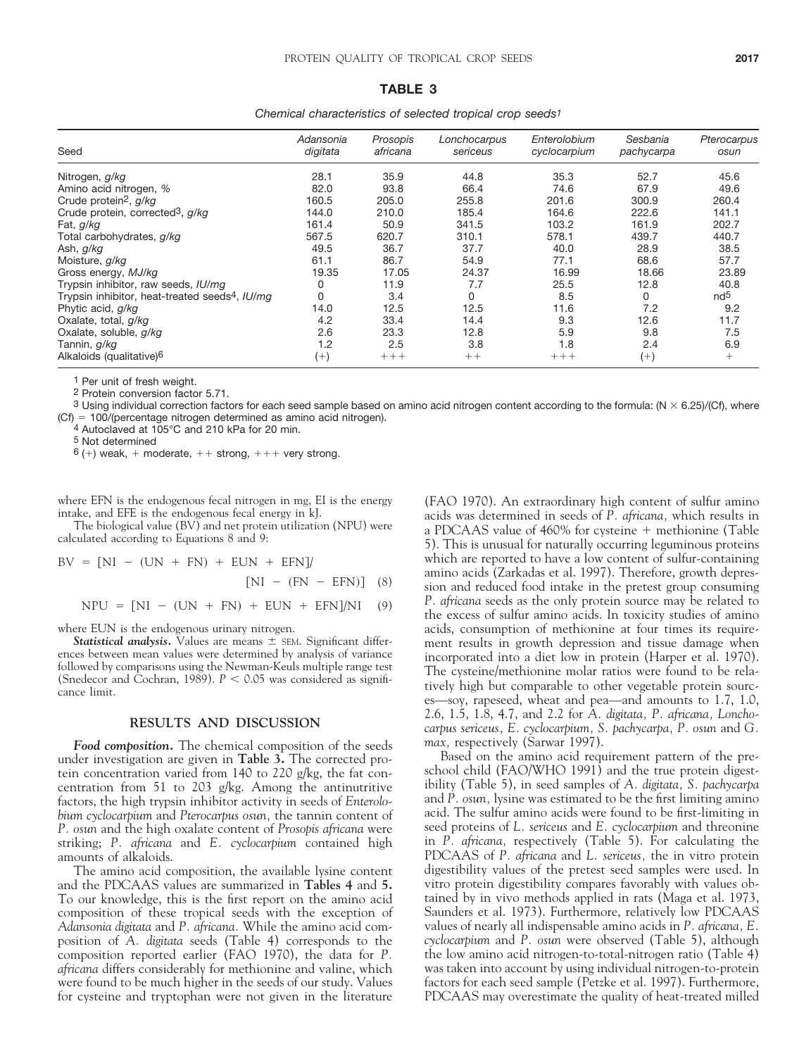**TABLE 3**

*Chemical characteristics of selected tropical crop seeds*[1]

| Seed | *Adansonia digitata* | *Prosopis africana* | *Lonchocarpus sericeus* | *Enterolobium cyclocarpium* | *Sesbania pachycarpa* | *Pterocarpus osun* |
|---|---|---|---|---|---|---|
| Nitrogen, *g/kg* | 28.1 | 35.9 | 44.8 | 35.3 | 52.7 | 45.6 |
| Amino acid nitrogen, *%* | 82.0 | 93.8 | 66.4 | 74.6 | 67.9 | 49.6 |
| Crude protein[2], *g/kg* | 160.5 | 205.0 | 255.8 | 201.6 | 300.9 | 260.4 |
| Crude protein, corrected[3], *g/kg* | 144.0 | 210.0 | 185.4 | 164.6 | 222.6 | 141.1 |
| Fat, *g/kg* | 161.4 | 50.9 | 341.5 | 103.2 | 161.9 | 202.7 |
| Total carbohydrates, *g/kg* | 567.5 | 620.7 | 310.1 | 578.1 | 439.7 | 440.7 |
| Ash, *g/kg* | 49.5 | 36.7 | 37.7 | 40.0 | 28.9 | 38.5 |
| Moisture, *g/kg* | 61.1 | 86.7 | 54.9 | 77.1 | 68.6 | 57.7 |
| Gross energy, *MJ/kg* | 19.35 | 17.05 | 24.37 | 16.99 | 18.66 | 23.89 |
| Trypsin inhibitor, raw seeds, *IU/mg* | 0 | 11.9 | 7.7 | 25.5 | 12.8 | 40.8 |
| Trypsin inhibitor, heat-treated seeds[4], *IU/mg* | 0 | 3.4 | 0 | 8.5 | 0 | nd[5] |
| Phytic acid, *g/kg* | 14.0 | 12.5 | 12.5 | 11.6 | 7.2 | 9.2 |
| Oxalate, total, *g/kg* | 4.2 | 33.4 | 14.4 | 9.3 | 12.6 | 11.7 |
| Oxalate, soluble, *g/kg* | 2.6 | 23.3 | 12.8 | 5.9 | 9.8 | 7.5 |
| Tannin, *g/kg* | 1.2 | 2.5 | 3.8 | 1.8 | 2.4 | 6.9 |
| Alkaloids (qualitative)[6] | (+) | +++ | ++ | +++ | (+) | + |

[1] Per unit of fresh weight.

[2] Protein conversion factor 5.71.

[3] Using individual correction factors for each seed sample based on amino acid nitrogen content according to the formula: $(N \times 6.25)/(Cf)$, where $(Cf) = 100/(\text{percentage nitrogen determined as amino acid nitrogen})$.

[4] Autoclaved at 105°C and 210 kPa for 20 min.

[5] Not determined

[6] (+) weak, + moderate, ++ strong, +++ very strong.

where EFN is the endogenous fecal nitrogen in mg, EI is the energy intake, and EFE is the endogenous fecal energy in kJ.

The biological value (BV) and net protein utilization (NPU) were calculated according to Equations 8 and 9:

$$BV = [NI - (UN + FN) + EUN + EFN]/[NI - (FN - EFN)] \quad (8)$$

$$NPU = [NI - (UN + FN) + EUN + EFN]/NI \quad (9)$$

where EUN is the endogenous urinary nitrogen.

***Statistical analysis.*** Values are means ± SEM. Significant differences between mean values were determined by analysis of variance followed by comparisons using the Newman-Keuls multiple range test (Snedecor and Cochran, 1989). $P < 0.05$ was considered as significance limit.

## RESULTS AND DISCUSSION

***Food composition.*** The chemical composition of the seeds under investigation are given in **Table 3.** The corrected protein concentration varied from 140 to 220 g/kg, the fat concentration from 51 to 203 g/kg. Among the antinutritive factors, the high trypsin inhibitor activity in seeds of *Enterolobium cyclocarpium* and *Pterocarpus osun,* the tannin content of *P. osun* and the high oxalate content of *Prosopis africana* were striking; *P. africana* and *E. cyclocarpium* contained high amounts of alkaloids.

The amino acid composition, the available lysine content and the PDCAAS values are summarized in **Tables 4** and **5.** To our knowledge, this is the first report on the amino acid composition of these tropical seeds with the exception of *Adansonia digitata* and *P. africana.* While the amino acid composition of *A. digitata* seeds (Table 4) corresponds to the composition reported earlier (FAO 1970), the data for *P. africana* differs considerably for methionine and valine, which were found to be much higher in the seeds of our study. Values for cysteine and tryptophan were not given in the literature (FAO 1970). An extraordinary high content of sulfur amino acids was determined in seeds of *P. africana,* which results in a PDCAAS value of 460% for cysteine + methionine (Table 5). This is unusual for naturally occurring leguminous proteins which are reported to have a low content of sulfur-containing amino acids (Zarkadas et al. 1997). Therefore, growth depression and reduced food intake in the pretest group consuming *P. africana* seeds as the only protein source may be related to the excess of sulfur amino acids. In toxicity studies of amino acids, consumption of methionine at four times its requirement results in growth depression and tissue damage when incorporated into a diet low in protein (Harper et al. 1970). The cysteine/methionine molar ratios were found to be relatively high but comparable to other vegetable protein sources—soy, rapeseed, wheat and pea—and amounts to 1.7, 1.0, 2.6, 1.5, 1.8, 4.7, and 2.2 for *A. digitata, P. africana, Lonchocarpus sericeus, E. cyclocarpium, S. pachycarpa, P. osun* and *G. max,* respectively (Sarwar 1997).

Based on the amino acid requirement pattern of the preschool child (FAO/WHO 1991) and the true protein digestibility (Table 5), in seed samples of *A. digitata, S. pachycarpa* and *P. osun,* lysine was estimated to be the first limiting amino acid. The sulfur amino acids were found to be first-limiting in seed proteins of *L. sericeus* and *E. cyclocarpium* and threonine in *P. africana,* respectively (Table 5). For calculating the PDCAAS of *P. africana* and *L. sericeus,* the in vitro protein digestibility values of the pretest seed samples were used. In vitro protein digestibility compares favorably with values obtained by in vivo methods applied in rats (Maga et al. 1973, Saunders et al. 1973). Furthermore, relatively low PDCAAS values of nearly all indispensable amino acids in *P. africana, E. cyclocarpium* and *P. osun* were observed (Table 5), although the low amino acid nitrogen-to-total-nitrogen ratio (Table 4) was taken into account by using individual nitrogen-to-protein factors for each seed sample (Petzke et al. 1997). Furthermore, PDCAAS may overestimate the quality of heat-treated milled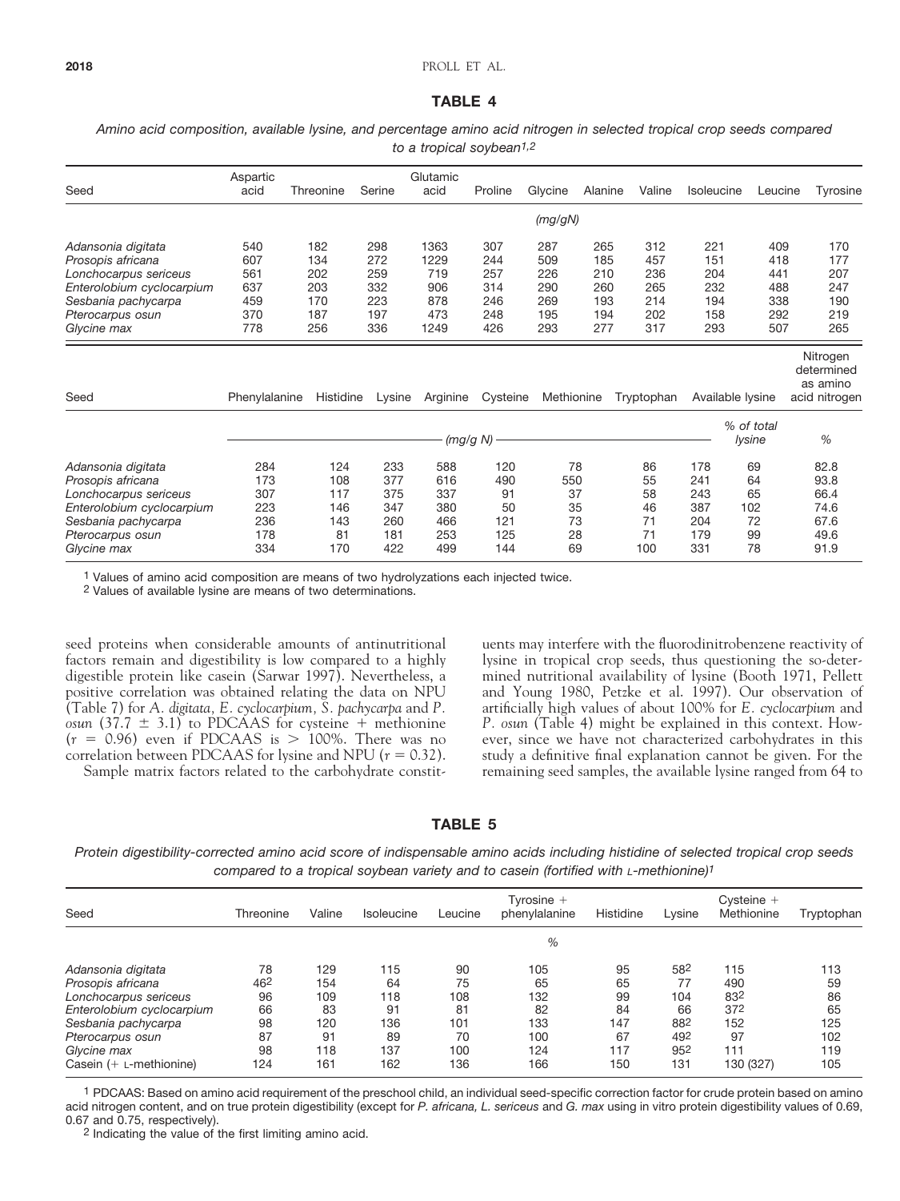**TABLE 4**

*Amino acid composition, available lysine, and percentage amino acid nitrogen in selected tropical crop seeds compared to a tropical soybean*[1,2]

| Seed | Aspartic acid | Threonine | Serine | Glutamic acid | Proline | Glycine | Alanine | Valine | Isoleucine | Leucine | Tyrosine |
|---|---|---|---|---|---|---|---|---|---|---|---|
| | | | | | | *(mg/gN)* | | | | | |
| *Adansonia digitata* | 540 | 182 | 298 | 1363 | 307 | 287 | 265 | 312 | 221 | 409 | 170 |
| *Prosopis africana* | 607 | 134 | 272 | 1229 | 244 | 509 | 185 | 457 | 151 | 418 | 177 |
| *Lonchocarpus sericeus* | 561 | 202 | 259 | 719 | 257 | 226 | 210 | 236 | 204 | 441 | 207 |
| *Enterolobium cyclocarpium* | 637 | 203 | 332 | 906 | 314 | 290 | 260 | 265 | 232 | 488 | 247 |
| *Sesbania pachycarpa* | 459 | 170 | 223 | 878 | 246 | 269 | 193 | 214 | 194 | 338 | 190 |
| *Pterocarpus osun* | 370 | 187 | 197 | 473 | 248 | 195 | 194 | 202 | 158 | 292 | 219 |
| *Glycine max* | 778 | 256 | 336 | 1249 | 426 | 293 | 277 | 317 | 293 | 507 | 265 |

| Seed | Phenylalanine | Histidine | Lysine | Arginine | Cysteine | Methionine | Tryptophan | Available lysine | | Nitrogen determined as amino acid nitrogen |
|---|---|---|---|---|---|---|---|---|---|---|
| | *(mg/g N)* | | | | | | | | *% of total lysine* | *%* |
| *Adansonia digitata* | 284 | 124 | 233 | 588 | 120 | 78 | 86 | 178 | 69 | 82.8 |
| *Prosopis africana* | 173 | 108 | 377 | 616 | 490 | 550 | 55 | 241 | 64 | 93.8 |
| *Lonchocarpus sericeus* | 307 | 117 | 375 | 337 | 91 | 37 | 58 | 243 | 65 | 66.4 |
| *Enterolobium cyclocarpium* | 223 | 146 | 347 | 380 | 50 | 35 | 46 | 387 | 102 | 74.6 |
| *Sesbania pachycarpa* | 236 | 143 | 260 | 466 | 121 | 73 | 71 | 204 | 72 | 67.6 |
| *Pterocarpus osun* | 178 | 81 | 181 | 253 | 125 | 28 | 71 | 179 | 99 | 49.6 |
| *Glycine max* | 334 | 170 | 422 | 499 | 144 | 69 | 100 | 331 | 78 | 91.9 |

[1] Values of amino acid composition are means of two hydrolyzations each injected twice.
[2] Values of available lysine are means of two determinations.

seed proteins when considerable amounts of antinutritional factors remain and digestibility is low compared to a highly digestible protein like casein (Sarwar 1997). Nevertheless, a positive correlation was obtained relating the data on NPU (Table 7) for *A. digitata, E. cyclocarpium, S. pachycarpa* and *P. osun* ($37.7 \pm 3.1$) to PDCAAS for cysteine + methionine ($r = 0.96$) even if PDCAAS is > 100%. There was no correlation between PDCAAS for lysine and NPU ($r = 0.32$).

Sample matrix factors related to the carbohydrate constituents may interfere with the fluorodinitrobenzene reactivity of lysine in tropical crop seeds, thus questioning the so-determined nutritional availability of lysine (Booth 1971, Pellett and Young 1980, Petzke et al. 1997). Our observation of artificially high values of about 100% for *E. cyclocarpium* and *P. osun* (Table 4) might be explained in this context. However, since we have not characterized carbohydrates in this study a definitive final explanation cannot be given. For the remaining seed samples, the available lysine ranged from 64 to

**TABLE 5**

*Protein digestibility-corrected amino acid score of indispensable amino acids including histidine of selected tropical crop seeds compared to a tropical soybean variety and to casein (fortified with L-methionine)*[1]

| Seed | Threonine | Valine | Isoleucine | Leucine | Tyrosine + phenylalanine | Histidine | Lysine | Cysteine + Methionine | Tryptophan |
|---|---|---|---|---|---|---|---|---|---|
| | | | | | *%* | | | | |
| *Adansonia digitata* | 78 | 129 | 115 | 90 | 105 | 95 | 58[2] | 115 | 113 |
| *Prosopis africana* | 46[2] | 154 | 64 | 75 | 65 | 65 | 77 | 490 | 59 |
| *Lonchocarpus sericeus* | 96 | 109 | 118 | 108 | 132 | 99 | 104 | 83[2] | 86 |
| *Enterolobium cyclocarpium* | 66 | 83 | 91 | 81 | 82 | 84 | 66 | 37[2] | 65 |
| *Sesbania pachycarpa* | 98 | 120 | 136 | 101 | 133 | 147 | 88[2] | 152 | 125 |
| *Pterocarpus osun* | 87 | 91 | 89 | 70 | 100 | 67 | 49[2] | 97 | 102 |
| *Glycine max* | 98 | 118 | 137 | 100 | 124 | 117 | 95[2] | 111 | 119 |
| Casein (+ L-methionine) | 124 | 161 | 162 | 136 | 166 | 150 | 131 | 130 (327) | 105 |

[1] PDCAAS: Based on amino acid requirement of the preschool child, an individual seed-specific correction factor for crude protein based on amino acid nitrogen content, and on true protein digestibility (except for *P. africana, L. sericeus* and *G. max* using in vitro protein digestibility values of 0.69, 0.67 and 0.75, respectively).
[2] Indicating the value of the first limiting amino acid.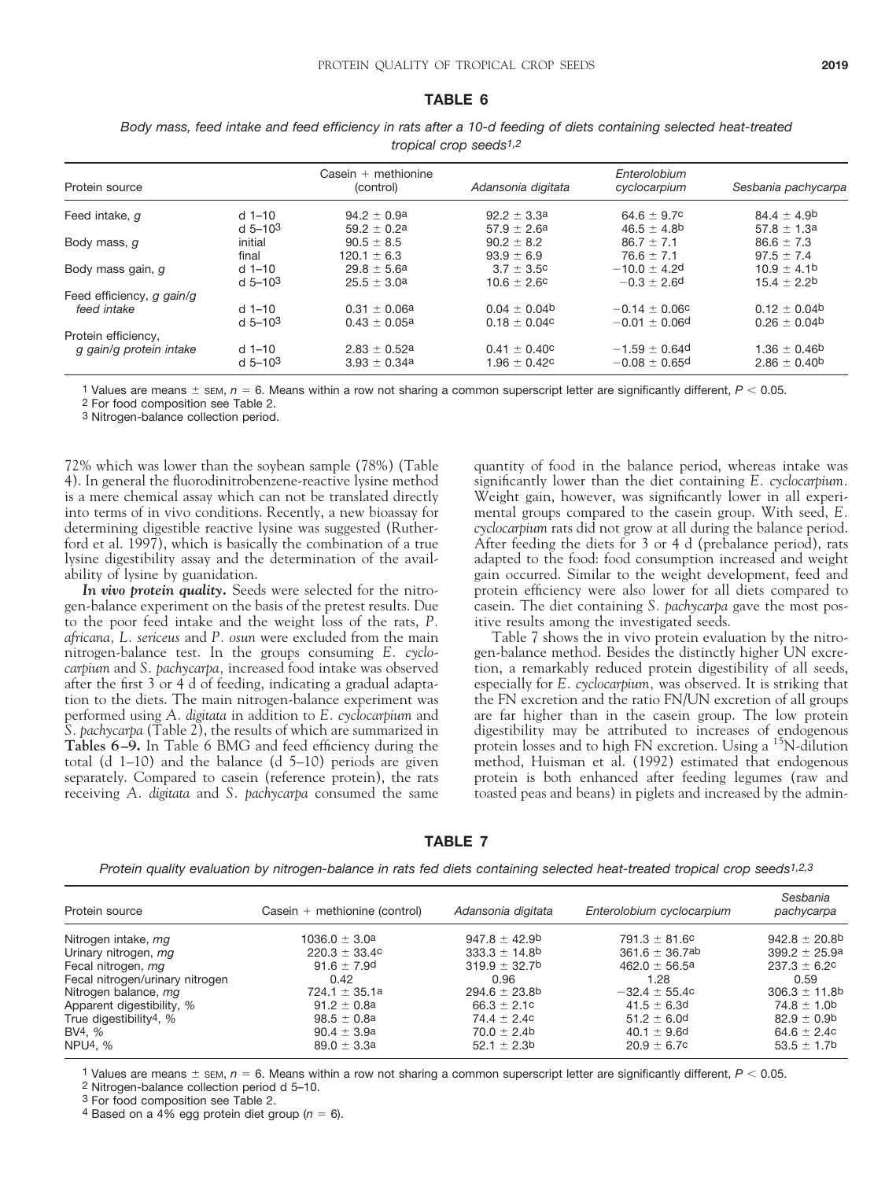**TABLE 6**

*Body mass, feed intake and feed efficiency in rats after a 10-d feeding of diets containing selected heat-treated tropical crop seeds*[1,2]

| Protein source | | Casein + methionine (control) | *Adansonia digitata* | *Enterolobium cyclocarpium* | *Sesbania pachycarpa* |
|---|---|---|---|---|---|
| Feed intake, *g* | d 1–10 | 94.2 ± 0.9[a] | 92.2 ± 3.3[a] | 64.6 ± 9.7[c] | 84.4 ± 4.9[b] |
| | d 5–10[3] | 59.2 ± 0.2[a] | 57.9 ± 2.6[a] | 46.5 ± 4.8[b] | 57.8 ± 1.3[a] |
| Body mass, *g* | initial | 90.5 ± 8.5 | 90.2 ± 8.2 | 86.7 ± 7.1 | 86.6 ± 7.3 |
| | final | 120.1 ± 6.3 | 93.9 ± 6.9 | 76.6 ± 7.1 | 97.5 ± 7.4 |
| Body mass gain, *g* | d 1–10 | 29.8 ± 5.6[a] | 3.7 ± 3.5[c] | −10.0 ± 4.2[d] | 10.9 ± 4.1[b] |
| | d 5–10[3] | 25.5 ± 3.0[a] | 10.6 ± 2.6[c] | −0.3 ± 2.6[d] | 15.4 ± 2.2[b] |
| Feed efficiency, *g gain/g feed intake* | d 1–10 | 0.31 ± 0.06[a] | 0.04 ± 0.04[b] | −0.14 ± 0.06[c] | 0.12 ± 0.04[b] |
| | d 5–10[3] | 0.43 ± 0.05[a] | 0.18 ± 0.04[c] | −0.01 ± 0.06[d] | 0.26 ± 0.04[b] |
| Protein efficiency, *g gain/g protein intake* | d 1–10 | 2.83 ± 0.52[a] | 0.41 ± 0.40[c] | −1.59 ± 0.64[d] | 1.36 ± 0.46[b] |
| | d 5–10[3] | 3.93 ± 0.34[a] | 1.96 ± 0.42[c] | −0.08 ± 0.65[d] | 2.86 ± 0.40[b] |

[1] Values are means ± SEM, $n = 6$. Means within a row not sharing a common superscript letter are significantly different, $P < 0.05$.

[2] For food composition see Table 2.

[3] Nitrogen-balance collection period.

72% which was lower than the soybean sample (78%) (Table 4). In general the fluorodinitrobenzene-reactive lysine method is a mere chemical assay which can not be translated directly into terms of in vivo conditions. Recently, a new bioassay for determining digestible reactive lysine was suggested (Rutherford et al. 1997), which is basically the combination of a true lysine digestibility assay and the determination of the availability of lysine by guanidation.

***In vivo protein quality.*** Seeds were selected for the nitrogen-balance experiment on the basis of the pretest results. Due to the poor feed intake and the weight loss of the rats, *P. africana, L. sericeus* and *P. osun* were excluded from the main nitrogen-balance test. In the groups consuming *E. cyclocarpium* and *S. pachycarpa*, increased food intake was observed after the first 3 or 4 d of feeding, indicating a gradual adaptation to the diets. The main nitrogen-balance experiment was performed using *A. digitata* in addition to *E. cyclocarpium* and *S. pachycarpa* (Table 2), the results of which are summarized in **Tables 6–9.** In Table 6 BMG and feed efficiency during the total (d 1–10) and the balance (d 5–10) periods are given separately. Compared to casein (reference protein), the rats receiving *A. digitata* and *S. pachycarpa* consumed the same quantity of food in the balance period, whereas intake was significantly lower than the diet containing *E. cyclocarpium*. Weight gain, however, was significantly lower in all experimental groups compared to the casein group. With seed, *E. cyclocarpium* rats did not grow at all during the balance period. After feeding the diets for 3 or 4 d (prebalance period), rats adapted to the food: food consumption increased and weight gain occurred. Similar to the weight development, feed and protein efficiency were also lower for all diets compared to casein. The diet containing *S. pachycarpa* gave the most positive results among the investigated seeds.

Table 7 shows the in vivo protein evaluation by the nitrogen-balance method. Besides the distinctly higher UN excretion, a remarkably reduced protein digestibility of all seeds, especially for *E. cyclocarpium*, was observed. It is striking that the FN excretion and the ratio FN/UN excretion of all groups are far higher than in the casein group. The low protein digestibility may be attributed to increases of endogenous protein losses and to high FN excretion. Using a $^{15}N$-dilution method, Huisman et al. (1992) estimated that endogenous protein is both enhanced after feeding legumes (raw and toasted peas and beans) in piglets and increased by the admin-

**TABLE 7**

*Protein quality evaluation by nitrogen-balance in rats fed diets containing selected heat-treated tropical crop seeds*[1,2,3]

| Protein source | Casein + methionine (control) | *Adansonia digitata* | *Enterolobium cyclocarpium* | *Sesbania pachycarpa* |
|---|---|---|---|---|
| Nitrogen intake, *mg* | 1036.0 ± 3.0[a] | 947.8 ± 42.9[b] | 791.3 ± 81.6[c] | 942.8 ± 20.8[b] |
| Urinary nitrogen, *mg* | 220.3 ± 33.4[c] | 333.3 ± 14.8[b] | 361.6 ± 36.7[ab] | 399.2 ± 25.9[a] |
| Fecal nitrogen, *mg* | 91.6 ± 7.9[d] | 319.9 ± 32.7[b] | 462.0 ± 56.5[a] | 237.3 ± 6.2[c] |
| Fecal nitrogen/urinary nitrogen | 0.42 | 0.96 | 1.28 | 0.59 |
| Nitrogen balance, *mg* | 724.1 ± 35.1[a] | 294.6 ± 23.8[b] | −32.4 ± 55.4[c] | 306.3 ± 11.8[b] |
| Apparent digestibility, % | 91.2 ± 0.8[a] | 66.3 ± 2.1[c] | 41.5 ± 6.3[d] | 74.8 ± 1.0[b] |
| True digestibility[4], % | 98.5 ± 0.8[a] | 74.4 ± 2.4[c] | 51.2 ± 6.0[d] | 82.9 ± 0.9[b] |
| BV[4], % | 90.4 ± 3.9[a] | 70.0 ± 2.4[b] | 40.1 ± 9.6[d] | 64.6 ± 2.4[c] |
| NPU[4], % | 89.0 ± 3.3[a] | 52.1 ± 2.3[b] | 20.9 ± 6.7[c] | 53.5 ± 1.7[b] |

[1] Values are means ± SEM, $n = 6$. Means within a row not sharing a common superscript letter are significantly different, $P < 0.05$.

[2] Nitrogen-balance collection period d 5–10.

[3] For food composition see Table 2.

[4] Based on a 4% egg protein diet group ($n = 6$).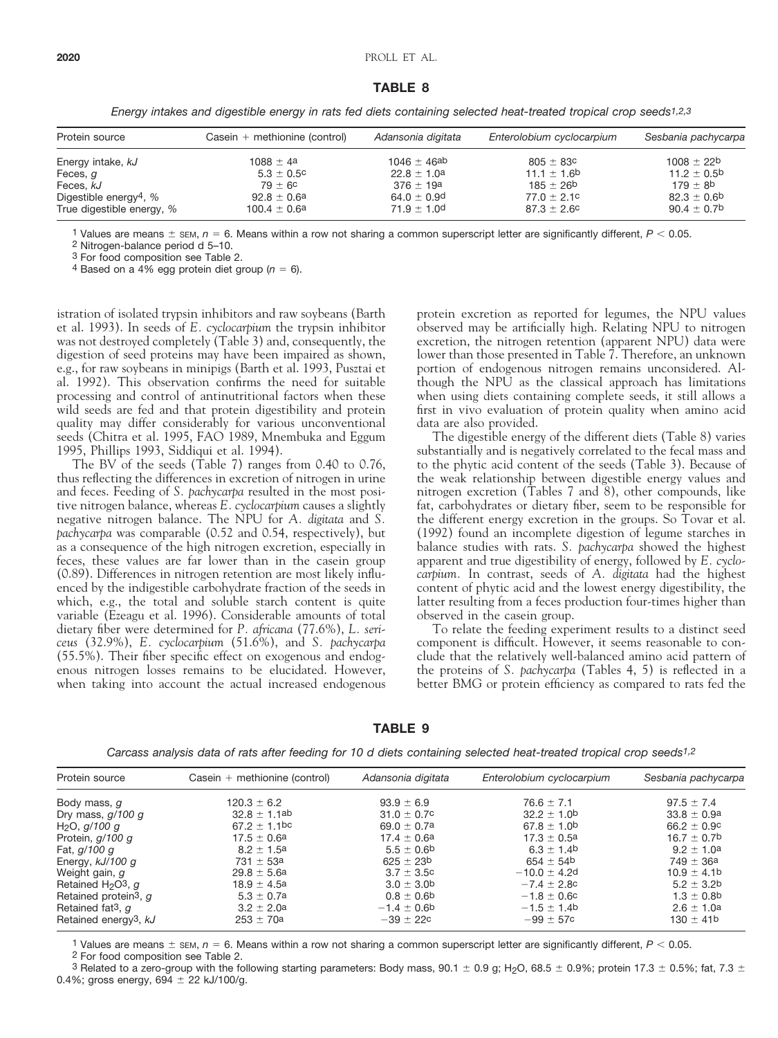**TABLE 8**

*Energy intakes and digestible energy in rats fed diets containing selected heat-treated tropical crop seeds*[1,2,3]

| Protein source | Casein + methionine (control) | *Adansonia digitata* | *Enterolobium cyclocarpium* | *Sesbania pachycarpa* |
|---|---|---|---|---|
| Energy intake, *kJ* | 1088 ± 4[a] | 1046 ± 46[ab] | 805 ± 83[c] | 1008 ± 22[b] |
| Feces, *g* | 5.3 ± 0.5[c] | 22.8 ± 1.0[a] | 11.1 ± 1.6[b] | 11.2 ± 0.5[b] |
| Feces, *kJ* | 79 ± 6[c] | 376 ± 19[a] | 185 ± 26[b] | 179 ± 8[b] |
| Digestible energy[4], *%* | 92.8 ± 0.6[a] | 64.0 ± 0.9[d] | 77.0 ± 2.1[c] | 82.3 ± 0.6[b] |
| True digestible energy, *%* | 100.4 ± 0.6[a] | 71.9 ± 1.0[d] | 87.3 ± 2.6[c] | 90.4 ± 0.7[b] |

[1] Values are means ± SEM, $n = 6$. Means within a row not sharing a common superscript letter are significantly different, $P < 0.05$.
[2] Nitrogen-balance period d 5–10.
[3] For food composition see Table 2.
[4] Based on a 4% egg protein diet group ($n = 6$).

istration of isolated trypsin inhibitors and raw soybeans (Barth et al. 1993). In seeds of *E. cyclocarpium* the trypsin inhibitor was not destroyed completely (Table 3) and, consequently, the digestion of seed proteins may have been impaired as shown, e.g., for raw soybeans in minipigs (Barth et al. 1993, Pusztai et al. 1992). This observation confirms the need for suitable processing and control of antinutritional factors when these wild seeds are fed and that protein digestibility and protein quality may differ considerably for various unconventional seeds (Chitra et al. 1995, FAO 1989, Mnembuka and Eggum 1995, Phillips 1993, Siddiqui et al. 1994).

The BV of the seeds (Table 7) ranges from 0.40 to 0.76, thus reflecting the differences in excretion of nitrogen in urine and feces. Feeding of *S. pachycarpa* resulted in the most positive nitrogen balance, whereas *E. cyclocarpium* causes a slightly negative nitrogen balance. The NPU for *A. digitata* and *S. pachycarpa* was comparable (0.52 and 0.54, respectively), but as a consequence of the high nitrogen excretion, especially in feces, these values are far lower than in the casein group (0.89). Differences in nitrogen retention are most likely influenced by the indigestible carbohydrate fraction of the seeds in which, e.g., the total and soluble starch content is quite variable (Ezeagu et al. 1996). Considerable amounts of total dietary fiber were determined for *P. africana* (77.6%), *L. sericeus* (32.9%), *E. cyclocarpium* (51.6%), and *S. pachycarpa* (55.5%). Their fiber specific effect on exogenous and endogenous nitrogen losses remains to be elucidated. However, when taking into account the actual increased endogenous protein excretion as reported for legumes, the NPU values observed may be artificially high. Relating NPU to nitrogen excretion, the nitrogen retention (apparent NPU) data were lower than those presented in Table 7. Therefore, an unknown portion of endogenous nitrogen remains unconsidered. Although the NPU as the classical approach has limitations when using diets containing complete seeds, it still allows a first in vivo evaluation of protein quality when amino acid data are also provided.

The digestible energy of the different diets (Table 8) varies substantially and is negatively correlated to the fecal mass and to the phytic acid content of the seeds (Table 3). Because of the weak relationship between digestible energy values and nitrogen excretion (Tables 7 and 8), other compounds, like fat, carbohydrates or dietary fiber, seem to be responsible for the different energy excretion in the groups. So Tovar et al. (1992) found an incomplete digestion of legume starches in balance studies with rats. *S. pachycarpa* showed the highest apparent and true digestibility of energy, followed by *E. cyclocarpium*. In contrast, seeds of *A. digitata* had the highest content of phytic acid and the lowest energy digestibility, the latter resulting from a feces production four-times higher than observed in the casein group.

To relate the feeding experiment results to a distinct seed component is difficult. However, it seems reasonable to conclude that the relatively well-balanced amino acid pattern of the proteins of *S. pachycarpa* (Tables 4, 5) is reflected in a better BMG or protein efficiency as compared to rats fed the

**TABLE 9**

*Carcass analysis data of rats after feeding for 10 d diets containing selected heat-treated tropical crop seeds*[1,2]

| Protein source | Casein + methionine (control) | *Adansonia digitata* | *Enterolobium cyclocarpium* | *Sesbania pachycarpa* |
|---|---|---|---|---|
| Body mass, *g* | 120.3 ± 6.2 | 93.9 ± 6.9 | 76.6 ± 7.1 | 97.5 ± 7.4 |
| Dry mass, *g/100 g* | 32.8 ± 1.1[ab] | 31.0 ± 0.7[c] | 32.2 ± 1.0[b] | 33.8 ± 0.9[a] |
| $H_2O$, *g/100 g* | 67.2 ± 1.1[bc] | 69.0 ± 0.7[a] | 67.8 ± 1.0[b] | 66.2 ± 0.9[c] |
| Protein, *g/100 g* | 17.5 ± 0.6[a] | 17.4 ± 0.6[a] | 17.3 ± 0.5[a] | 16.7 ± 0.7[b] |
| Fat, *g/100 g* | 8.2 ± 1.5[a] | 5.5 ± 0.6[b] | 6.3 ± 1.4[b] | 9.2 ± 1.0[a] |
| Energy, *kJ/100 g* | 731 ± 53[a] | 625 ± 23[b] | 654 ± 54[b] | 749 ± 36[a] |
| Weight gain, *g* | 29.8 ± 5.6[a] | 3.7 ± 3.5[c] | −10.0 ± 4.2[d] | 10.9 ± 4.1[b] |
| Retained $H_2O$[3], *g* | 18.9 ± 4.5[a] | 3.0 ± 3.0[b] | −7.4 ± 2.8[c] | 5.2 ± 3.2[b] |
| Retained protein[3], *g* | 5.3 ± 0.7[a] | 0.8 ± 0.6[b] | −1.8 ± 0.6[c] | 1.3 ± 0.8[b] |
| Retained fat[3], *g* | 3.2 ± 2.0[a] | −1.4 ± 0.6[b] | −1.5 ± 1.4[b] | 2.6 ± 1.0[a] |
| Retained energy[3], *kJ* | 253 ± 70[a] | −39 ± 22[c] | −99 ± 57[c] | 130 ± 41[b] |

[1] Values are means ± SEM, $n = 6$. Means within a row not sharing a common superscript letter are significantly different, $P < 0.05$.
[2] For food composition see Table 2.
[3] Related to a zero-group with the following starting parameters: Body mass, 90.1 ± 0.9 g; $H_2O$, 68.5 ± 0.9%; protein 17.3 ± 0.5%; fat, 7.3 ± 0.4%; gross energy, 694 ± 22 kJ/100/g.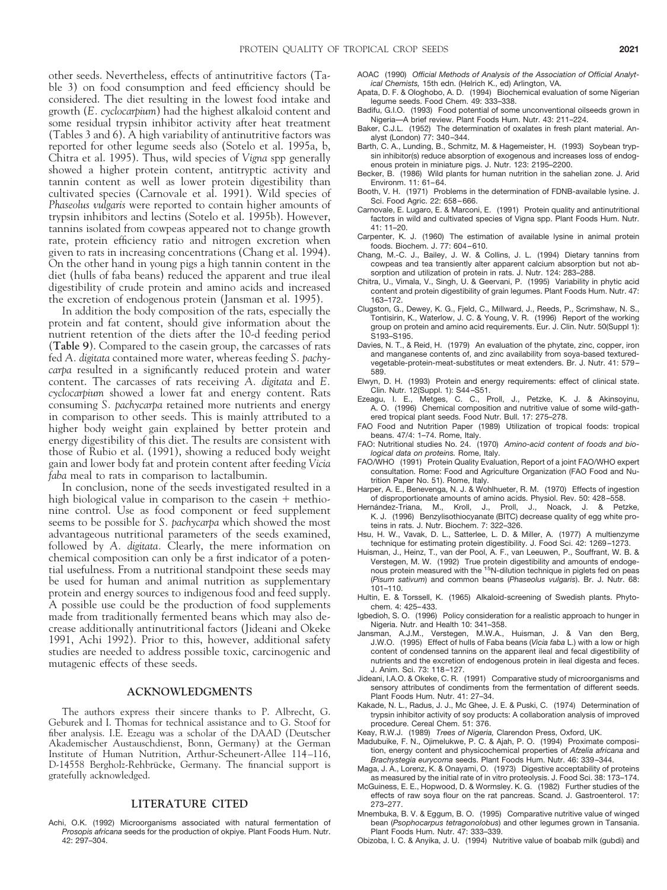other seeds. Nevertheless, effects of antinutritive factors (Table 3) on food consumption and feed efficiency should be considered. The diet resulting in the lowest food intake and growth (*E. cyclocarpium*) had the highest alkaloid content and some residual trypsin inhibitor activity after heat treatment (Tables 3 and 6). A high variability of antinutritive factors was reported for other legume seeds also (Sotelo et al. 1995a, b, Chitra et al. 1995). Thus, wild species of *Vigna* spp generally showed a higher protein content, antitryptic activity and tannin content as well as lower protein digestibility than cultivated species (Carnovale et al. 1991). Wild species of *Phaseolus vulgaris* were reported to contain higher amounts of trypsin inhibitors and lectins (Sotelo et al. 1995b). However, tannins isolated from cowpeas appeared not to change growth rate, protein efficiency ratio and nitrogen excretion when given to rats in increasing concentrations (Chang et al. 1994). On the other hand in young pigs a high tannin content in the diet (hulls of faba beans) reduced the apparent and true ileal digestibility of crude protein and amino acids and increased the excretion of endogenous protein (Jansman et al. 1995).

In addition the body composition of the rats, especially the protein and fat content, should give information about the nutrient retention of the diets after the 10-d feeding period (**Table 9**). Compared to the casein group, the carcasses of rats fed *A. digitata* contained more water, whereas feeding *S. pachycarpa* resulted in a significantly reduced protein and water content. The carcasses of rats receiving *A. digitata* and *E. cyclocarpium* showed a lower fat and energy content. Rats consuming *S. pachycarpa* retained more nutrients and energy in comparison to other seeds. This is mainly attributed to a higher body weight gain explained by better protein and energy digestibility of this diet. The results are consistent with those of Rubio et al. (1991), showing a reduced body weight gain and lower body fat and protein content after feeding *Vicia faba* meal to rats in comparison to lactalbumin.

In conclusion, none of the seeds investigated resulted in a high biological value in comparison to the casein + methionine control. Use as food component or feed supplement seems to be possible for *S. pachycarpa* which showed the most advantageous nutritional parameters of the seeds examined, followed by *A. digitata*. Clearly, the mere information on chemical composition can only be a first indicator of a potential usefulness. From a nutritional standpoint these seeds may be used for human and animal nutrition as supplementary protein and energy sources to indigenous food and feed supply. A possible use could be the production of food supplements made from traditionally fermented beans which may also decrease additionally antinutritional factors (Jideani and Okeke 1991, Achi 1992). Prior to this, however, additional safety studies are needed to address possible toxic, carcinogenic and mutagenic effects of these seeds.

## ACKNOWLEDGMENTS

The authors express their sincere thanks to P. Albrecht, G. Geburek and I. Thomas for technical assistance and to G. Stoof for fiber analysis. I.E. Ezeagu was a scholar of the DAAD (Deutscher Akademischer Austauschdienst, Bonn, Germany) at the German Institute of Human Nutrition, Arthur-Scheunert-Allee 114–116, D-14558 Bergholz-Rehbrücke, Germany. The financial support is gratefully acknowledged.

## LITERATURE CITED

Achi, O.K. (1992) Microorganisms associated with natural fermentation of *Prosopis africana* seeds for the production of okpiye. Plant Foods Hum. Nutr. 42: 297–304.

AOAC (1990) *Official Methods of Analysis of the Association of Official Analytical Chemists,* 15th edn. (Helrich K., ed) Arlington, VA.

Apata, D. F. & Ologhobo, A. D. (1994) Biochemical evaluation of some Nigerian legume seeds. Food Chem. 49: 333–338.

Badifu, G.I.O. (1993) Food potential of some unconventional oilseeds grown in Nigeria—A brief review. Plant Foods Hum. Nutr. 43: 211–224.

Baker, C.J.L. (1952) The determination of oxalates in fresh plant material. Analyst (London) 77: 340–344.

Barth, C. A., Lunding, B., Schmitz, M. & Hagemeister, H. (1993) Soybean trypsin inhibitor(s) reduce absorption of exogenous and increases loss of endogenous protein in miniature pigs. J. Nutr. 123: 2195–2200.

Becker, B. (1986) Wild plants for human nutrition in the sahelian zone. J. Arid Environm. 11: 61–64.

Booth, V. H. (1971) Problems in the determination of FDNB-available lysine. J. Sci. Food Agric. 22: 658–666.

Carnovale, E. Lugaro, E. & Marconi, E. (1991) Protein quality and antinutritional factors in wild and cultivated species of Vigna spp. Plant Foods Hum. Nutr. 41: 11–20.

Carpenter, K. J. (1960) The estimation of available lysine in animal protein foods. Biochem. J. 77: 604–610.

Chang, M.-C. J., Bailey, J. W. & Collins, J. L. (1994) Dietary tannins from cowpeas and tea transiently alter apparent calcium absorption but not absorption and utilization of protein in rats. J. Nutr. 124: 283–288.

Chitra, U., Vimala, V., Singh, U. & Geervani, P. (1995) Variability in phytic acid content and protein digestibility of grain legumes. Plant Foods Hum. Nutr. 47: 163–172.

Clugston, G., Dewey, K. G., Fjeld, C., Millward, J., Reeds, P., Scrimshaw, N. S., Tontisirin, K., Waterlow, J. C. & Young, V. R. (1996) Report of the working group on protein and amino acid requirements. Eur. J. Clin. Nutr. 50(Suppl 1): S193–S195.

Davies, N. T., & Reid, H. (1979) An evaluation of the phytate, zinc, copper, iron and manganese contents of, and zinc availability from soya-based textured-vegetable-protein-meat-substitutes or meat extenders. Br. J. Nutr. 41: 579–589.

Elwyn, D. H. (1993) Protein and energy requirements: effect of clinical state. Clin. Nutr. 12(Suppl. 1): S44–S51.

Ezeagu, I. E., Metges, C. C., Proll, J., Petzke, K. J. & Akinsoyinu, A. O. (1996) Chemical composition and nutritive value of some wild-gathered tropical plant seeds. Food Nutr. Bull. 17: 275–278.

FAO Food and Nutrition Paper (1989) Utilization of tropical foods: tropical beans. 47/4: 1–74. Rome, Italy.

FAO: Nutritional studies No. 24. (1970) *Amino-acid content of foods and biological data on proteins.* Rome, Italy.

FAO/WHO (1991) Protein Quality Evaluation, Report of a joint FAO/WHO expert consultation. Rome: Food and Agriculture Organization (FAO Food and Nutrition Paper No. 51). Rome, Italy.

Harper, A. E., Benevenga, N. J. & Wohlhueter, R. M. (1970) Effects of ingestion of disproportionate amounts of amino acids. Physiol. Rev. 50: 428–558.

Hernández-Triana, M., Kroll, J., Proll, J., Noack, J. & Petzke, K. J. (1996) Benzylisothiocyanate (BITC) decrease quality of egg white proteins in rats. J. Nutr. Biochem. 7: 322–326.

Hsu, H. W., Vavak, D. L., Satterlee, L. D. & Miller, A. (1977) A multienzyme technique for estimating protein digestibility. J. Food Sci. 42: 1269–1273.

Huisman, J., Heinz, T., van der Pool, A. F., van Leeuwen, P., Souffrant, W. B. & Verstegen, M. W. (1992) True protein digestibility and amounts of endogenous protein measured with the $^{15}$N-dilution technique in piglets fed on peas (*Pisum sativum*) and common beans (*Phaseolus vulgaris*). Br. J. Nutr. 68: 101–110.

Hultin, E. & Torssell, K. (1965) Alkaloid-screening of Swedish plants. Phytochem. 4: 425–433.

Igbedioh, S. O. (1996) Policy consideration for a realistic approach to hunger in Nigeria. Nutr. and Health 10: 341–358.

Jansman, A.J.M., Verstegen, M.W.A., Huisman, J. & Van den Berg, J.W.O. (1995) Effect of hulls of Faba beans (*Vicia faba* L.) with a low or high content of condensed tannins on the apparent ileal and fecal digestibility of nutrients and the excretion of endogenous protein in ileal digesta and feces. J. Anim. Sci. 73: 118–127.

Jideani, I.A.O. & Okeke, C. R. (1991) Comparative study of microorganisms and sensory attributes of condiments from the fermentation of different seeds. Plant Foods Hum. Nutr. 41: 27–34.

Kakade, N. L., Radus, J. J., Mc Ghee, J. E. & Puski, C. (1974) Determination of trypsin inhibitor activity of soy products: A collaboration analysis of improved procedure. Cereal Chem. 51: 376.

Keay, R.W.J. (1989) *Trees of Nigeria,* Clarendon Press, Oxford, UK.

Madubuike, F. N., Ojimelukwe, P. C. & Ajah, P. O. (1994) Proximate composition, energy content and physicochemical properties of *Afzelia africana* and *Brachystegia eurycoma* seeds. Plant Foods Hum. Nutr. 46: 339–344.

Maga, J. A., Lorenz, K. & Onayami, O. (1973) Digestive acceptability of proteins as measured by the initial rate of in vitro proteolysis. J. Food Sci. 38: 173–174.

McGuiness, E. E., Hopwood, D. & Wormsley. K. G. (1982) Further studies of the effects of raw soya flour on the rat pancreas. Scand. J. Gastroenterol. 17: 273–277.

Mnembuka, B. V. & Eggum, B. O. (1995) Comparative nutritive value of winged bean (*Psophocarpus tetragonolobus*) and other legumes grown in Tansania. Plant Foods Hum. Nutr. 47: 333–339.

Obizoba, I. C. & Anyika, J. U. (1994) Nutritive value of boabab milk (gubdi) and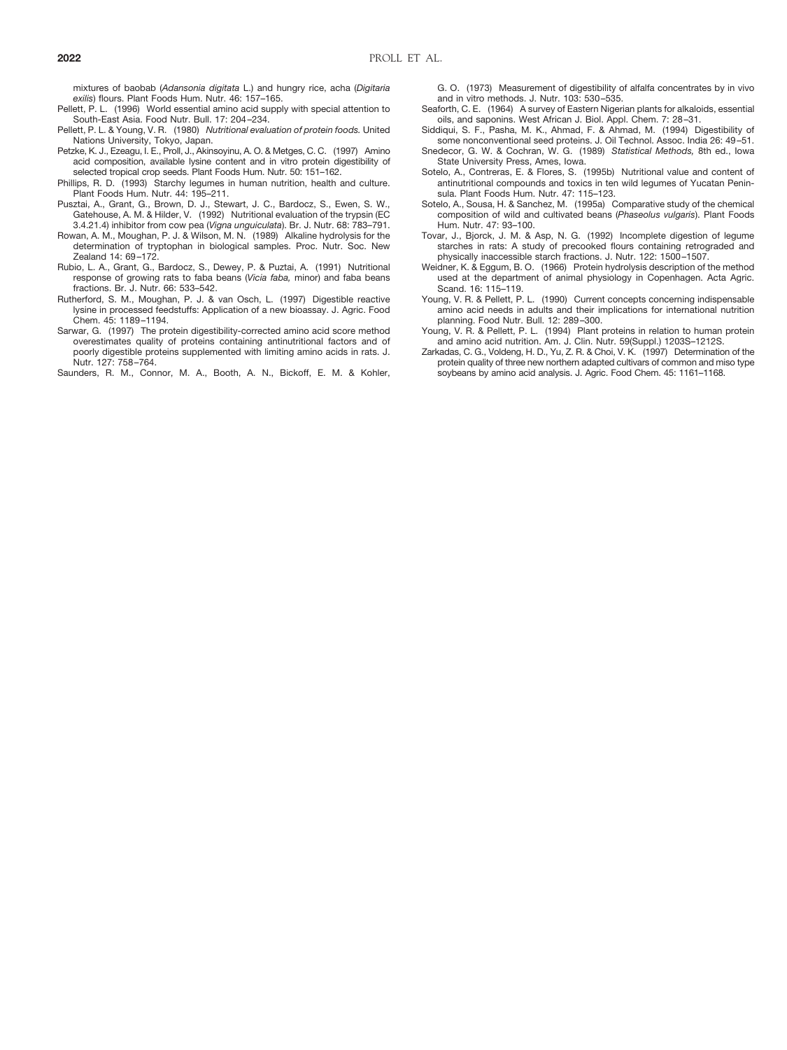mixtures of baobab (*Adansonia digitata* L.) and hungry rice, acha (*Digitaria exilis*) flours. Plant Foods Hum. Nutr. 46: 157–165.

Pellett, P. L. (1996) World essential amino acid supply with special attention to South-East Asia. Food Nutr. Bull. 17: 204–234.

Pellett, P. L. & Young, V. R. (1980) *Nutritional evaluation of protein foods.* United Nations University, Tokyo, Japan.

Petzke, K. J., Ezeagu, I. E., Proll, J., Akinsoyinu, A. O. & Metges, C. C. (1997) Amino acid composition, available lysine content and in vitro protein digestibility of selected tropical crop seeds. Plant Foods Hum. Nutr. 50: 151–162.

Phillips, R. D. (1993) Starchy legumes in human nutrition, health and culture. Plant Foods Hum. Nutr. 44: 195–211.

Pusztai, A., Grant, G., Brown, D. J., Stewart, J. C., Bardocz, S., Ewen, S. W., Gatehouse, A. M. & Hilder, V. (1992) Nutritional evaluation of the trypsin (EC 3.4.21.4) inhibitor from cow pea (*Vigna unguiculata*). Br. J. Nutr. 68: 783–791.

Rowan, A. M., Moughan, P. J. & Wilson, M. N. (1989) Alkaline hydrolysis for the determination of tryptophan in biological samples. Proc. Nutr. Soc. New Zealand 14: 69–172.

Rubio, L. A., Grant, G., Bardocz, S., Dewey, P. & Puztai, A. (1991) Nutritional response of growing rats to faba beans (*Vicia faba,* minor) and faba beans fractions. Br. J. Nutr. 66: 533–542.

Rutherford, S. M., Moughan, P. J. & van Osch, L. (1997) Digestible reactive lysine in processed feedstuffs: Application of a new bioassay. J. Agric. Food Chem. 45: 1189–1194.

Sarwar, G. (1997) The protein digestibility-corrected amino acid score method overestimates quality of proteins containing antinutritional factors and of poorly digestible proteins supplemented with limiting amino acids in rats. J. Nutr. 127: 758–764.

Saunders, R. M., Connor, M. A., Booth, A. N., Bickoff, E. M. & Kohler, G. O. (1973) Measurement of digestibility of alfalfa concentrates by in vivo and in vitro methods. J. Nutr. 103: 530–535.

Seaforth, C. E. (1964) A survey of Eastern Nigerian plants for alkaloids, essential oils, and saponins. West African J. Biol. Appl. Chem. 7: 28–31.

Siddiqui, S. F., Pasha, M. K., Ahmad, F. & Ahmad, M. (1994) Digestibility of some nonconventional seed proteins. J. Oil Technol. Assoc. India 26: 49–51.

Snedecor, G. W. & Cochran, W. G. (1989) *Statistical Methods,* 8th ed., Iowa State University Press, Ames, Iowa.

Sotelo, A., Contreras, E. & Flores, S. (1995b) Nutritional value and content of antinutritional compounds and toxics in ten wild legumes of Yucatan Peninsula. Plant Foods Hum. Nutr. 47: 115–123.

Sotelo, A., Sousa, H. & Sanchez, M. (1995a) Comparative study of the chemical composition of wild and cultivated beans (*Phaseolus vulgaris*). Plant Foods Hum. Nutr. 47: 93–100.

Tovar, J., Bjorck, J. M. & Asp, N. G. (1992) Incomplete digestion of legume starches in rats: A study of precooked flours containing retrograded and physically inaccessible starch fractions. J. Nutr. 122: 1500–1507.

Weidner, K. & Eggum, B. O. (1966) Protein hydrolysis description of the method used at the department of animal physiology in Copenhagen. Acta Agric. Scand. 16: 115–119.

Young, V. R. & Pellett, P. L. (1990) Current concepts concerning indispensable amino acid needs in adults and their implications for international nutrition planning. Food Nutr. Bull. 12: 289–300.

Young, V. R. & Pellett, P. L. (1994) Plant proteins in relation to human protein and amino acid nutrition. Am. J. Clin. Nutr. 59(Suppl.) 1203S–1212S.

Zarkadas, C. G., Voldeng, H. D., Yu, Z. R. & Choi, V. K. (1997) Determination of the protein quality of three new northern adapted cultivars of common and miso type soybeans by amino acid analysis. J. Agric. Food Chem. 45: 1161–1168.